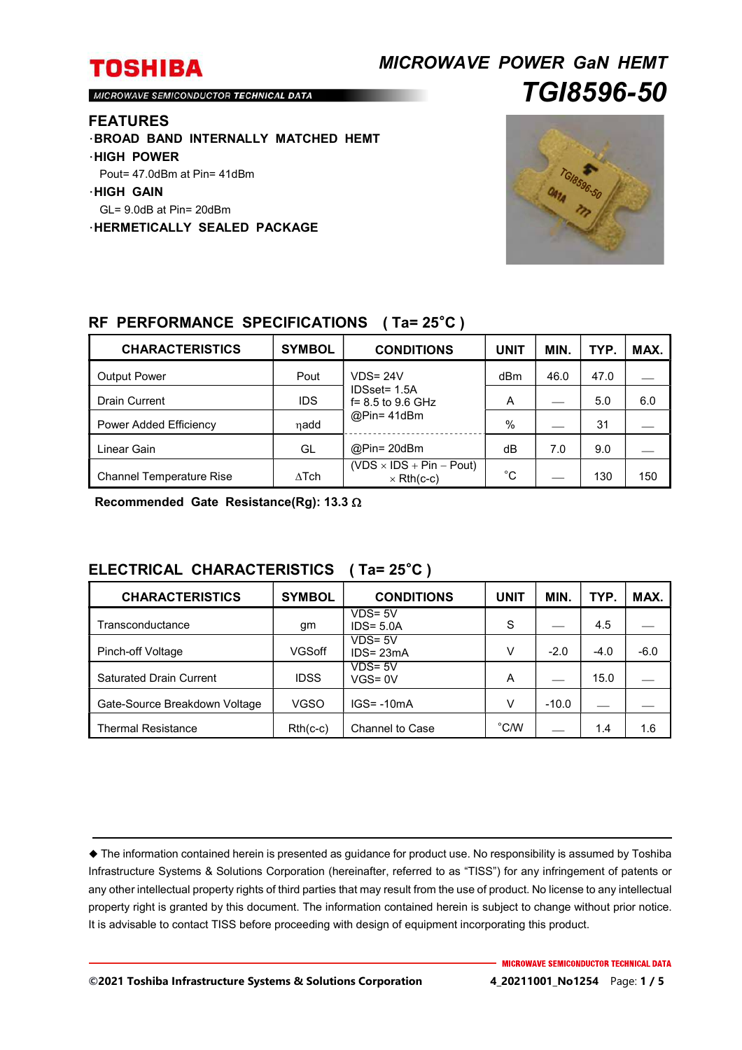# MICROWAVE POWER GaN HEMT

# TGI8596-50

MICROWAVE SEMICONDUCTOR TECHNICAL DATA

## FEATURES

- **BROAD BAND INTERNALLY MATCHED HEMT**
- **HIGH POWER**
  Pout= 47.0dBm at Pin= 41dBm
- **HIGH GAIN**
  GL= 9.0dB at Pin= 20dBm
- **HERMETICALLY SEALED PACKAGE**

## RF PERFORMANCE SPECIFICATIONS ( Ta= 25˚C )

| CHARACTERISTICS | SYMBOL | CONDITIONS | UNIT | MIN. | TYP. | MAX. |
|---|---|---|---|---|---|---|
| Output Power | Pout | VDS= 24V IDSset= 1.5A f= 8.5 to 9.6 GHz @Pin= 41dBm | dBm | 46.0 | 47.0 | — |
| Drain Current | IDS | | A | — | 5.0 | 6.0 |
| Power Added Efficiency | ηadd | | % | — | 31 | — |
| Linear Gain | GL | @Pin= 20dBm | dB | 7.0 | 9.0 | — |
| Channel Temperature Rise | ΔTch | (VDS × IDS + Pin – Pout) × Rth(c-c) | ˚C | — | 130 | 150 |

**Recommended Gate Resistance(Rg): 13.3 Ω**

## ELECTRICAL CHARACTERISTICS ( Ta= 25˚C )

| CHARACTERISTICS | SYMBOL | CONDITIONS | UNIT | MIN. | TYP. | MAX. |
|---|---|---|---|---|---|---|
| Transconductance | gm | VDS= 5V IDS= 5.0A | S | — | 4.5 | — |
| Pinch-off Voltage | VGSoff | VDS= 5V IDS= 23mA | V | -2.0 | -4.0 | -6.0 |
| Saturated Drain Current | IDSS | VDS= 5V VGS= 0V | A | — | 15.0 | — |
| Gate-Source Breakdown Voltage | VGSO | IGS= -10mA | V | -10.0 | — | — |
| Thermal Resistance | Rth(c-c) | Channel to Case | ˚C/W | — | 1.4 | 1.6 |

◆ The information contained herein is presented as guidance for product use. No responsibility is assumed by Toshiba Infrastructure Systems & Solutions Corporation (hereinafter, referred to as "TISS") for any infringement of patents or any other intellectual property rights of third parties that may result from the use of product. No license to any intellectual property right is granted by this document. The information contained herein is subject to change without prior notice. It is advisable to contact TISS before proceeding with design of equipment incorporating this product.

©2021 Toshiba Infrastructure Systems & Solutions Corporation 4_20211001_No1254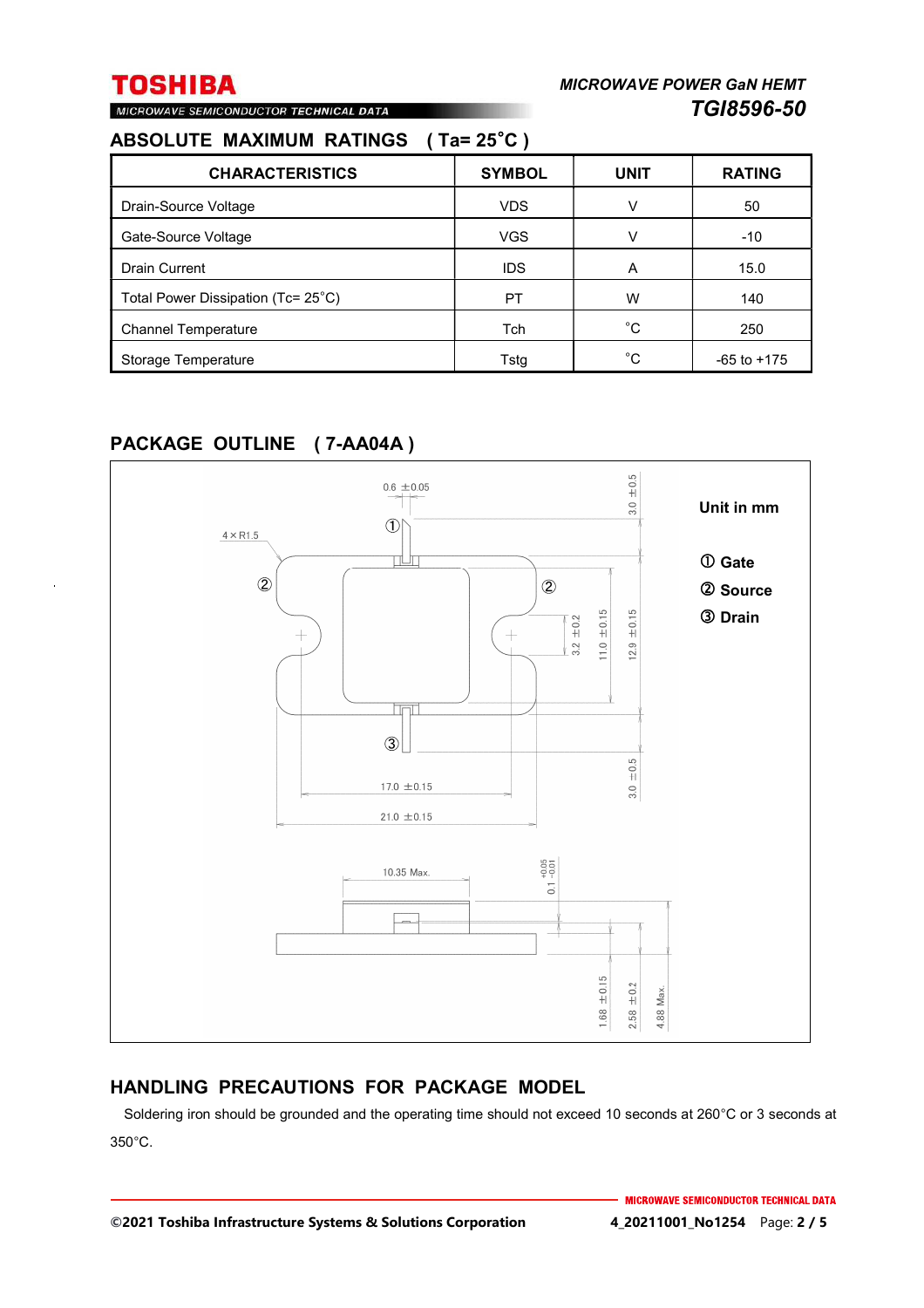## ABSOLUTE MAXIMUM RATINGS ( Ta= 25˚C )

| CHARACTERISTICS | SYMBOL | UNIT | RATING |
|---|---|---|---|
| Drain-Source Voltage | VDS | V | 50 |
| Gate-Source Voltage | VGS | V | -10 |
| Drain Current | IDS | A | 15.0 |
| Total Power Dissipation (Tc= 25˚C) | PT | W | 140 |
| Channel Temperature | Tch | ˚C | 250 |
| Storage Temperature | Tstg | ˚C | -65 to +175 |

## PACKAGE OUTLINE ( 7-AA04A )

Unit in mm

① Gate
② Source
③ Drain

0.6 ±0.05
4×R1.5
3.0 ±0.5
3.2 ±0.2
11.0 ±0.15
12.9 ±0.15
3.0 ±0.5
17.0 ±0.15
21.0 ±0.15
10.35 Max.
0.1 +0.05 −0.01
1.68 ±0.15
2.58 ±0.2
4.88 Max.

## HANDLING PRECAUTIONS FOR PACKAGE MODEL

Soldering iron should be grounded and the operating time should not exceed 10 seconds at 260°C or 3 seconds at 350°C.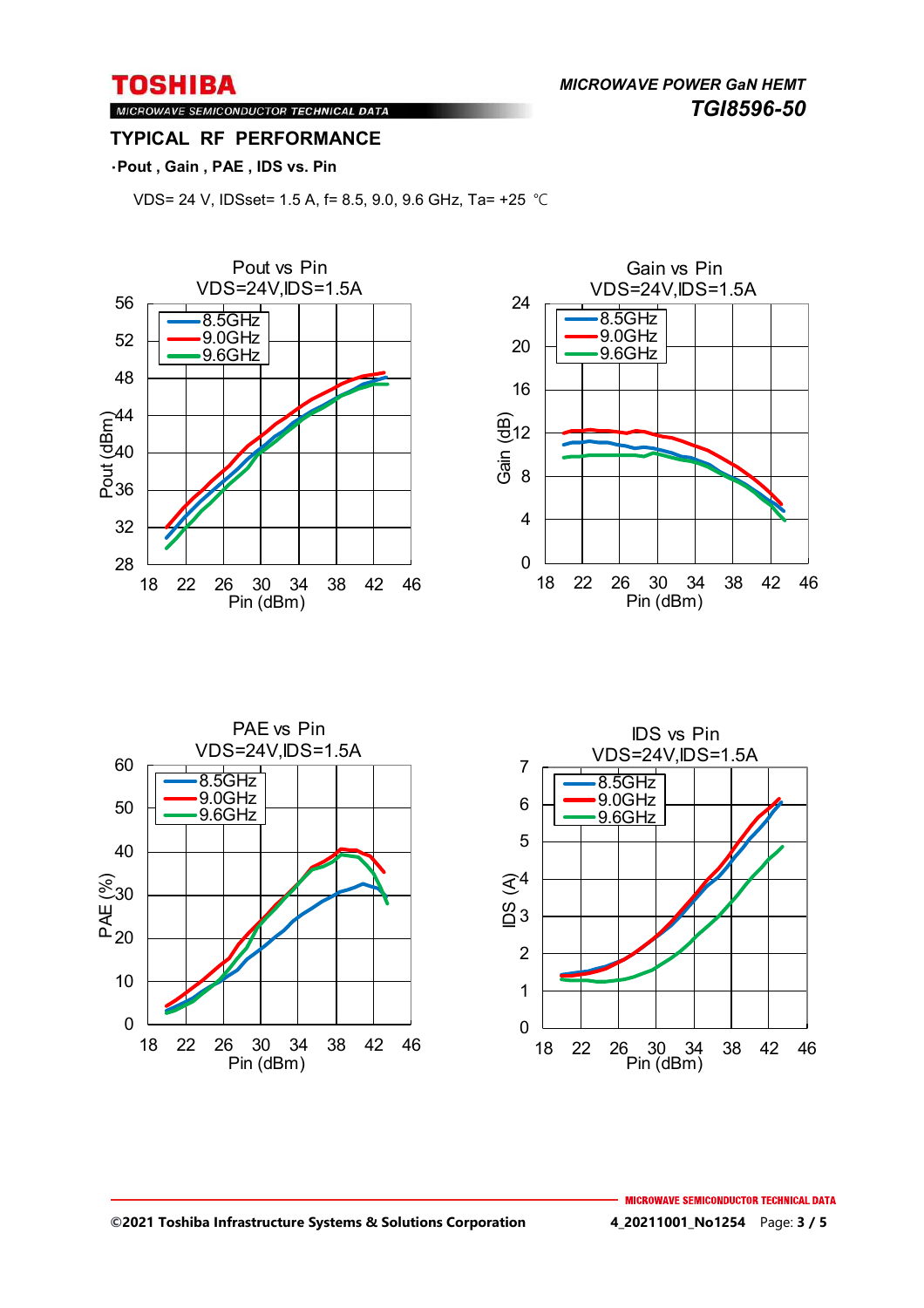## TYPICAL RF PERFORMANCE

**・Pout , Gain , PAE , IDS vs. Pin**

VDS= 24 V, IDSset= 1.5 A, f= 8.5, 9.0, 9.6 GHz, Ta= +25 ℃

Pout vs Pin
VDS=24V,IDS=1.5A

Gain vs Pin
VDS=24V,IDS=1.5A

PAE vs Pin
VDS=24V,IDS=1.5A

IDS vs Pin
VDS=24V,IDS=1.5A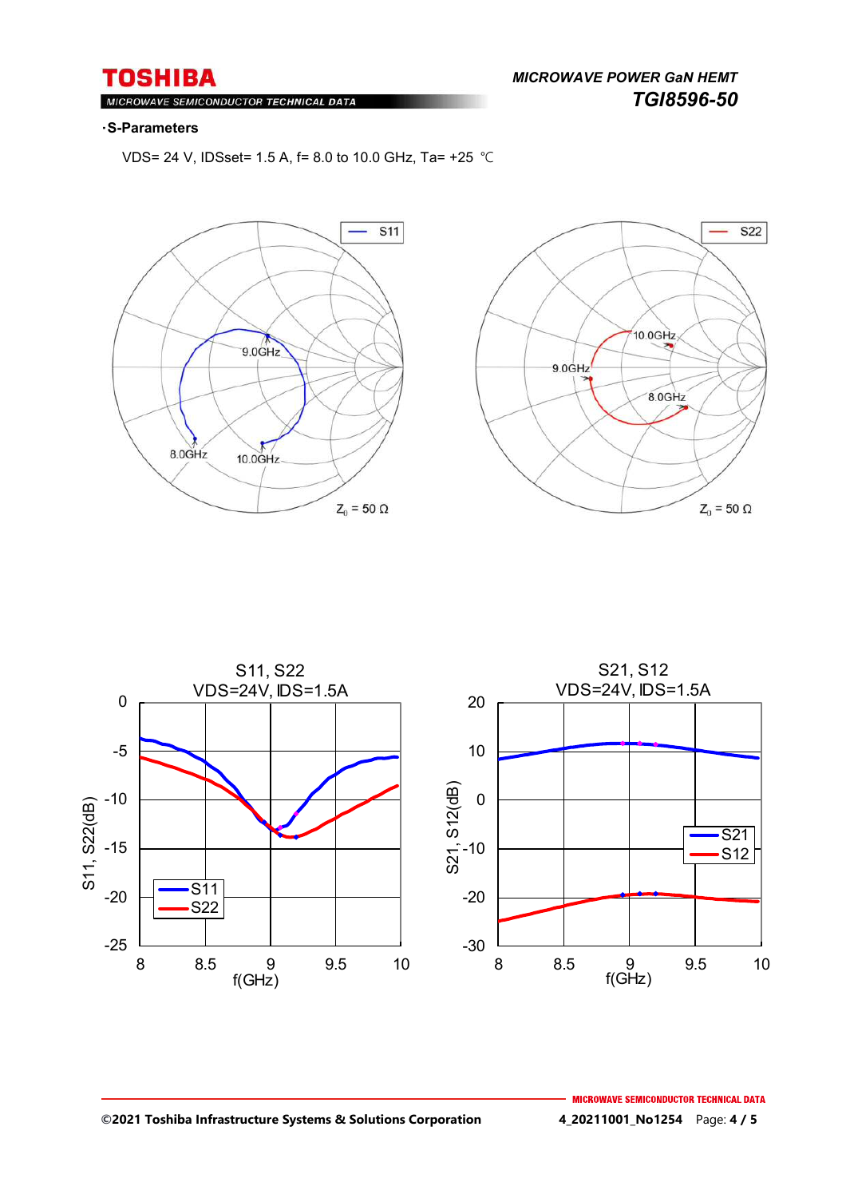**·S-Parameters**

VDS= 24 V, IDSset= 1.5 A, f= 8.0 to 10.0 GHz, Ta= +25 ℃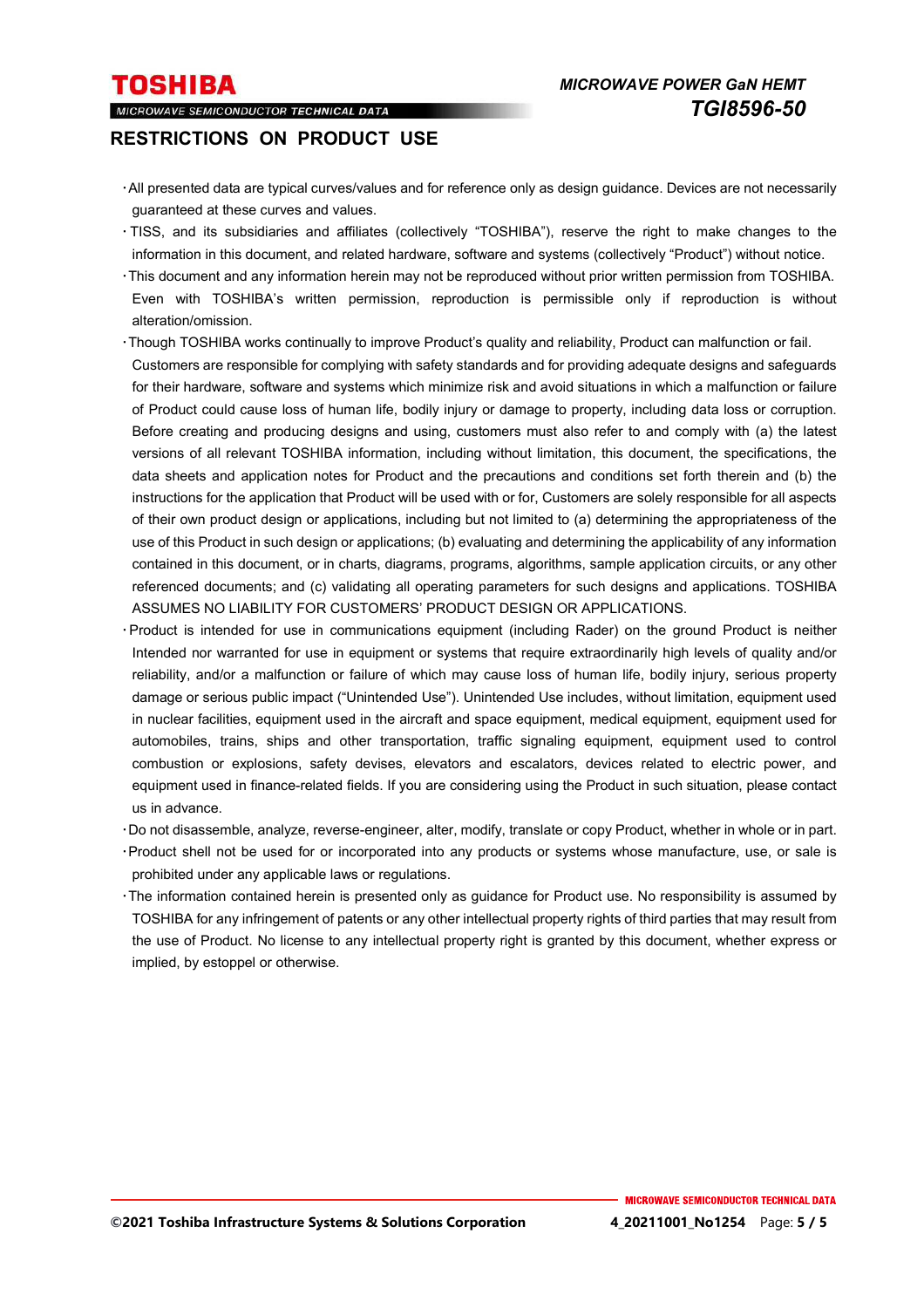## RESTRICTIONS ON PRODUCT USE

- All presented data are typical curves/values and for reference only as design guidance. Devices are not necessarily guaranteed at these curves and values.
- TISS, and its subsidiaries and affiliates (collectively "TOSHIBA"), reserve the right to make changes to the information in this document, and related hardware, software and systems (collectively "Product") without notice.
- This document and any information herein may not be reproduced without prior written permission from TOSHIBA. Even with TOSHIBA's written permission, reproduction is permissible only if reproduction is without alteration/omission.
- Though TOSHIBA works continually to improve Product's quality and reliability, Product can malfunction or fail. Customers are responsible for complying with safety standards and for providing adequate designs and safeguards for their hardware, software and systems which minimize risk and avoid situations in which a malfunction or failure of Product could cause loss of human life, bodily injury or damage to property, including data loss or corruption. Before creating and producing designs and using, customers must also refer to and comply with (a) the latest versions of all relevant TOSHIBA information, including without limitation, this document, the specifications, the data sheets and application notes for Product and the precautions and conditions set forth therein and (b) the instructions for the application that Product will be used with or for, Customers are solely responsible for all aspects of their own product design or applications, including but not limited to (a) determining the appropriateness of the use of this Product in such design or applications; (b) evaluating and determining the applicability of any information contained in this document, or in charts, diagrams, programs, algorithms, sample application circuits, or any other referenced documents; and (c) validating all operating parameters for such designs and applications. TOSHIBA ASSUMES NO LIABILITY FOR CUSTOMERS' PRODUCT DESIGN OR APPLICATIONS.
- Product is intended for use in communications equipment (including Rader) on the ground Product is neither Intended nor warranted for use in equipment or systems that require extraordinarily high levels of quality and/or reliability, and/or a malfunction or failure of which may cause loss of human life, bodily injury, serious property damage or serious public impact ("Unintended Use"). Unintended Use includes, without limitation, equipment used in nuclear facilities, equipment used in the aircraft and space equipment, medical equipment, equipment used for automobiles, trains, ships and other transportation, traffic signaling equipment, equipment used to control combustion or explosions, safety devises, elevators and escalators, devices related to electric power, and equipment used in finance-related fields. If you are considering using the Product in such situation, please contact us in advance.
- Do not disassemble, analyze, reverse-engineer, alter, modify, translate or copy Product, whether in whole or in part.
- Product shell not be used for or incorporated into any products or systems whose manufacture, use, or sale is prohibited under any applicable laws or regulations.
- The information contained herein is presented only as guidance for Product use. No responsibility is assumed by TOSHIBA for any infringement of patents or any other intellectual property rights of third parties that may result from the use of Product. No license to any intellectual property right is granted by this document, whether express or implied, by estoppel or otherwise.